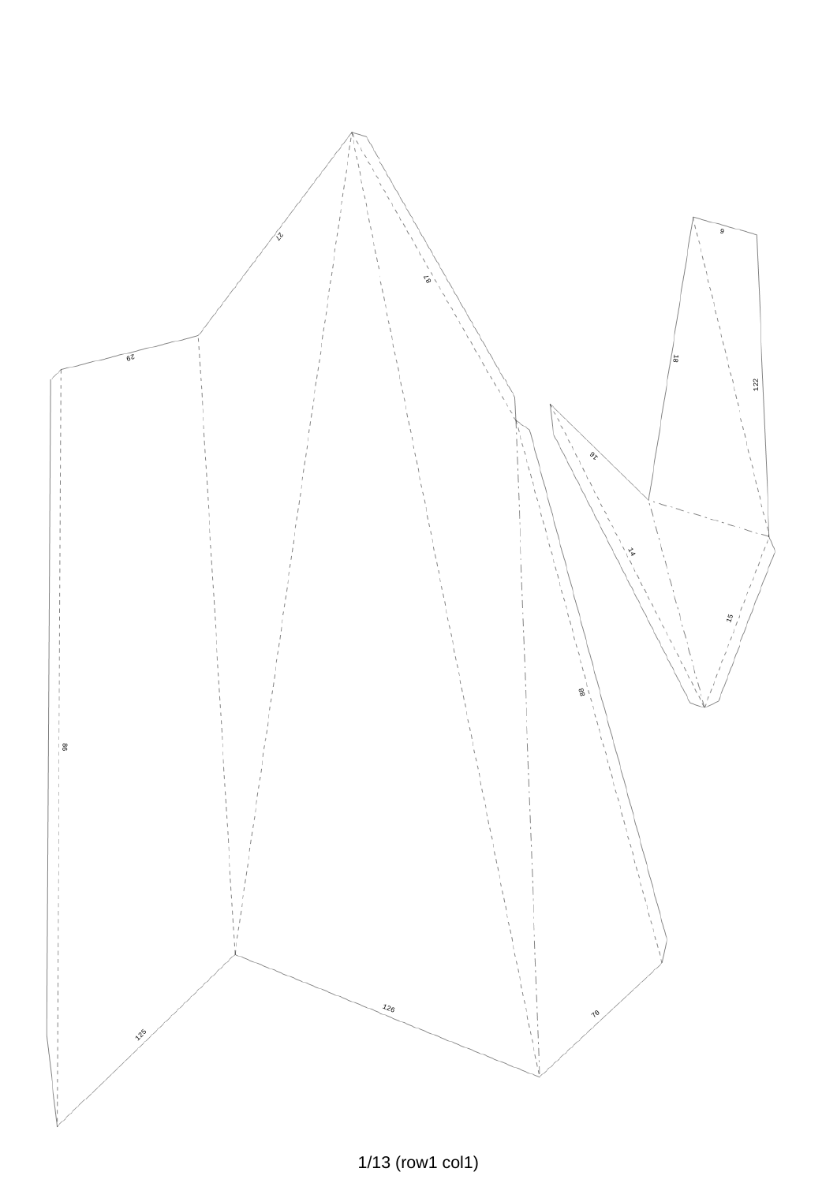27

87

29

6

18

122

16

14

15

88

98

126

125

70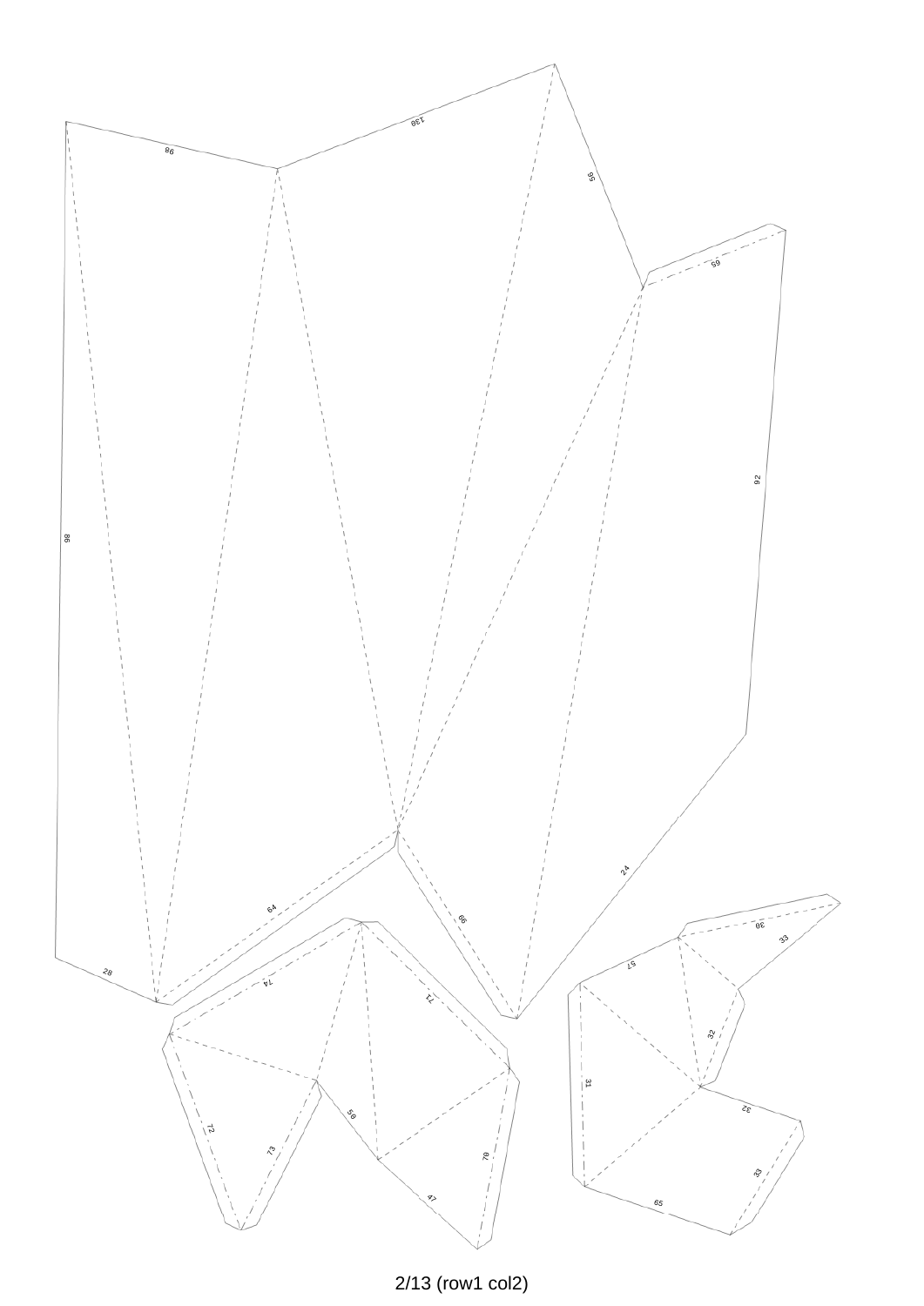98

130

56

59

86

92

64

28

74

71

66

24

30

33

57

32

31

32

72

73

59

70

47

65

33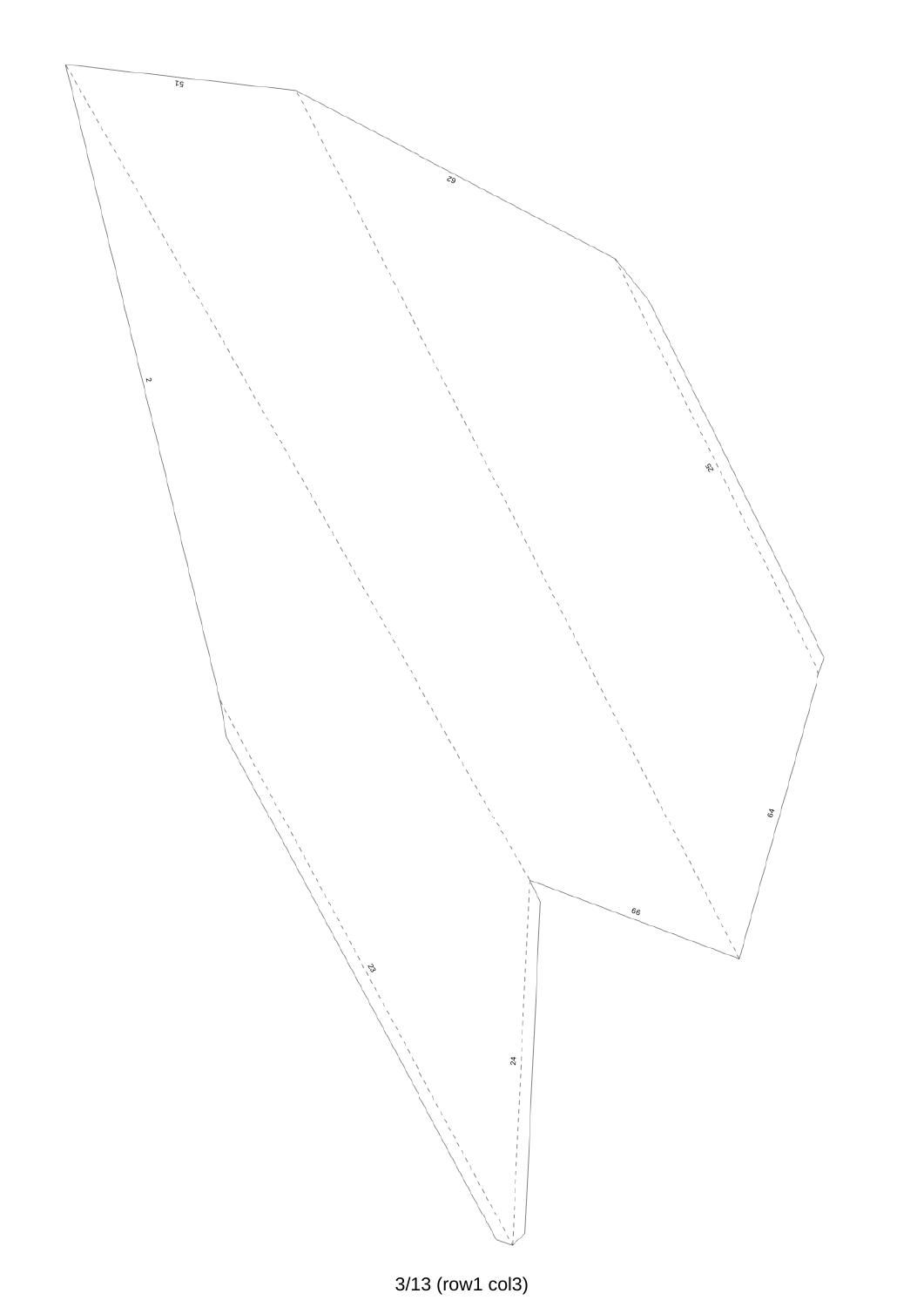51

62

2

25

64

66

23

24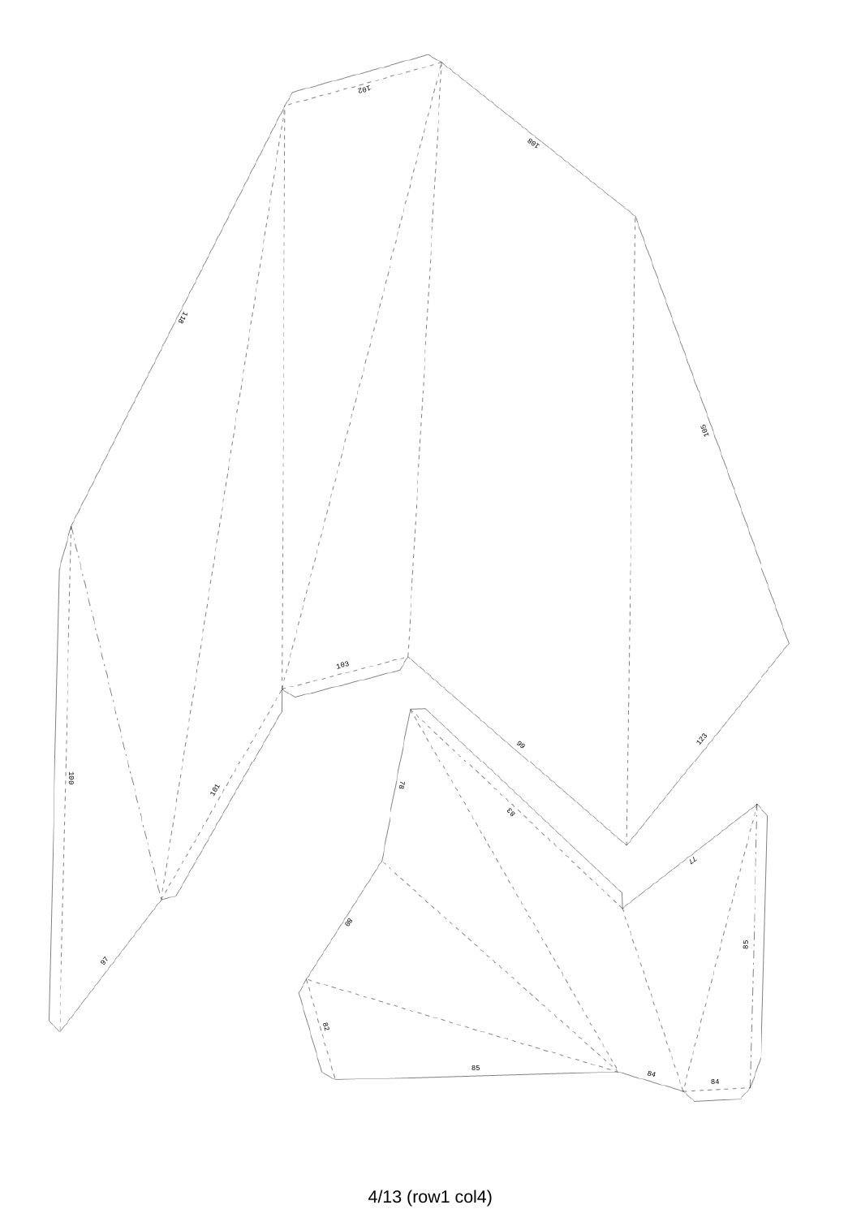102

108

118

105

103

99

123

100

101

78

83

77

97

80

85

82

85

84

84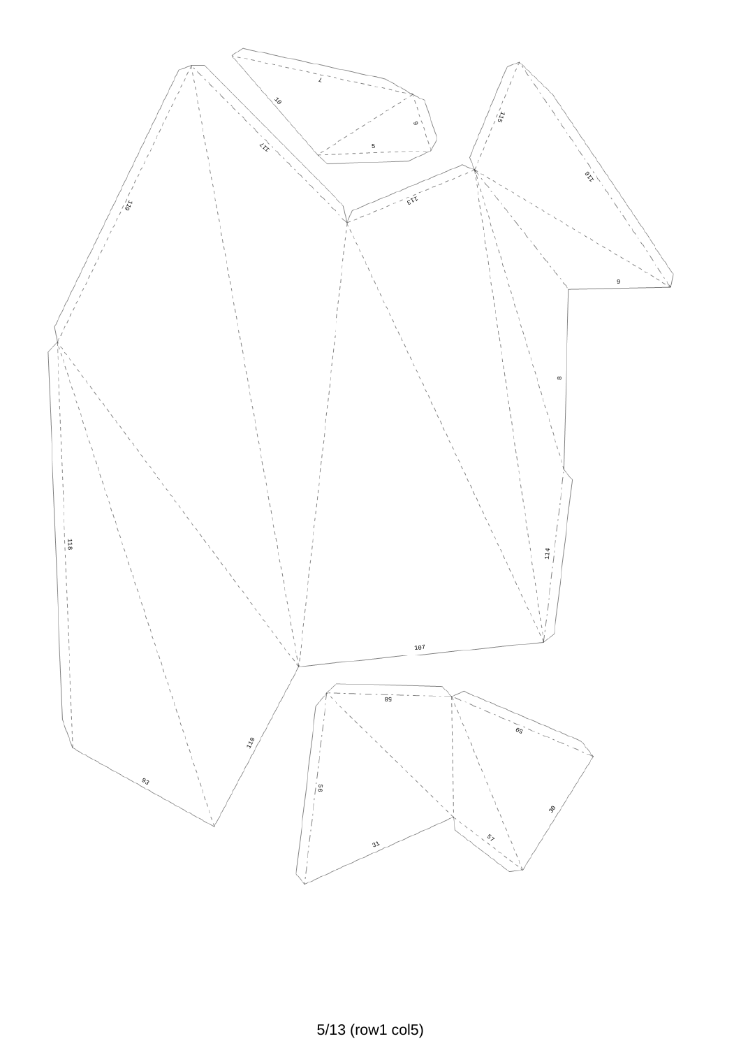7

10

117

9

5

119

113

115

116

6

8

118

114

107

110

93

58

59

56

30

57

31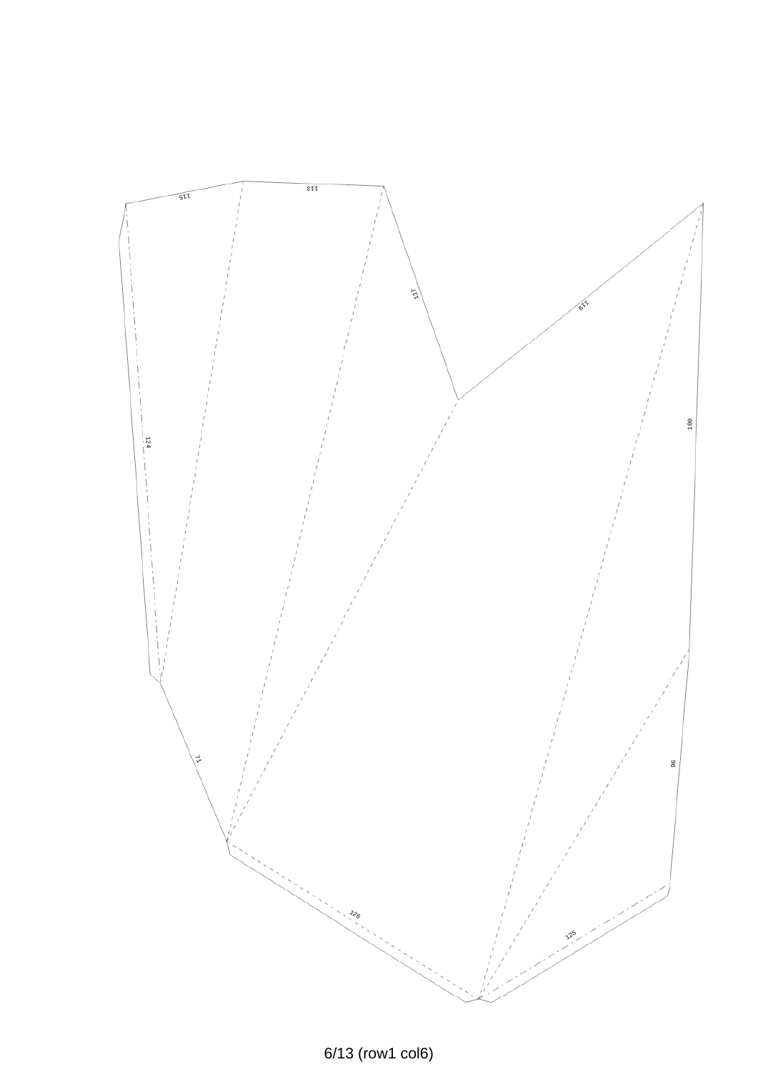115

113

117

119

124

100

71

96

126

125

6/13 (row1 col6)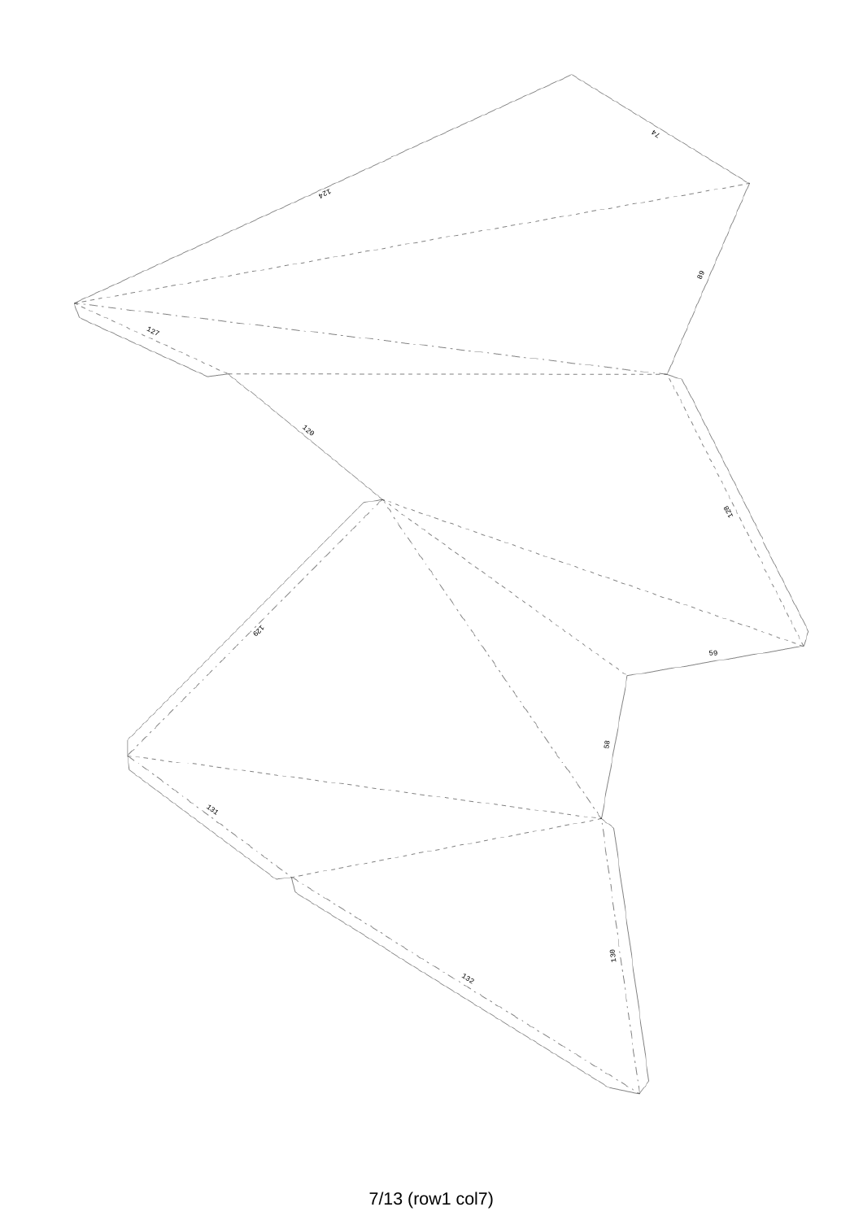74

124

89

127

120

128

129

59

58

131

130

132

7/13 (row1 col7)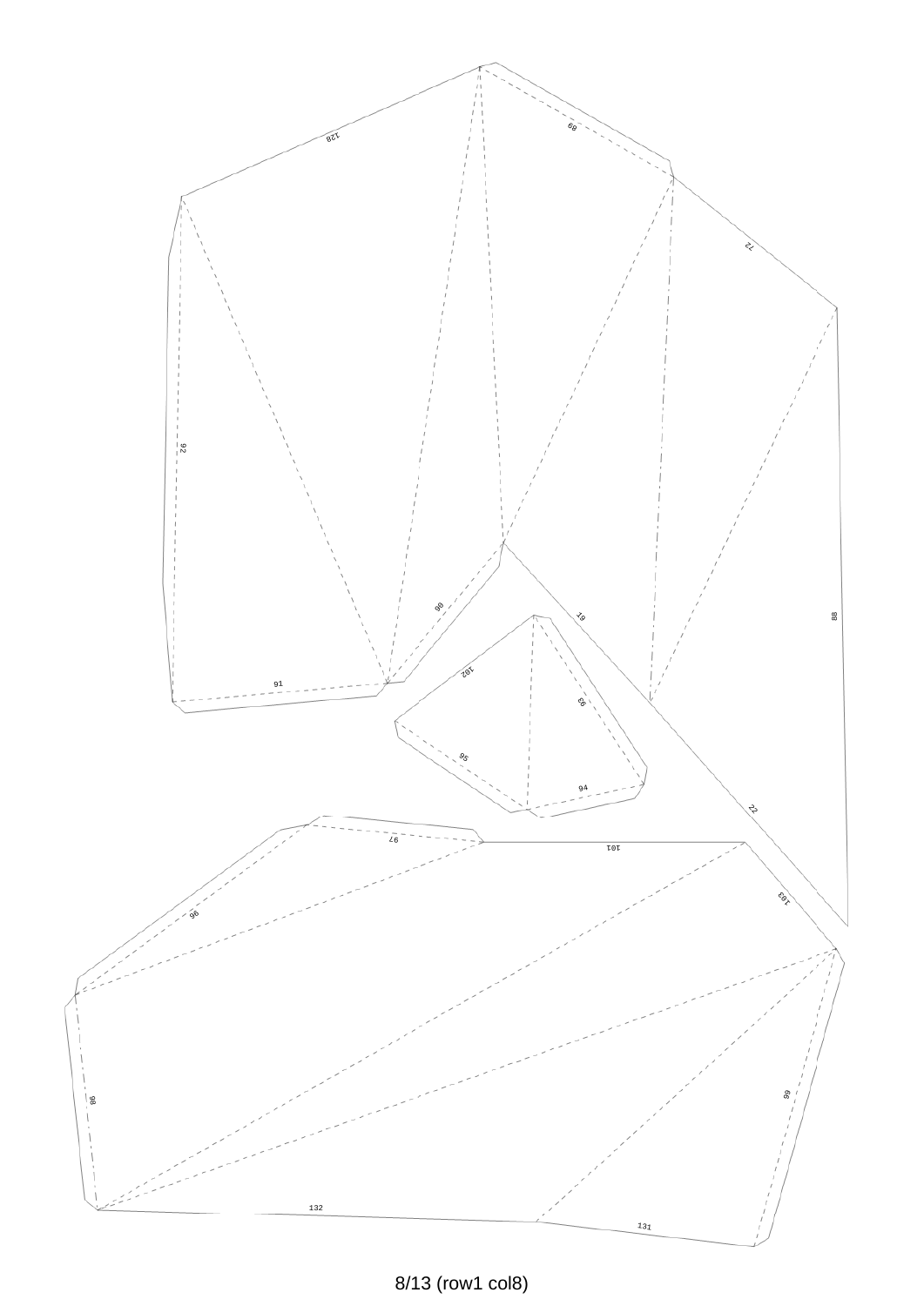128

89

72

92

88

90

19

102

93

91

95

94

22

97

101

96

103

98

99

132

131

8/13 (row1 col8)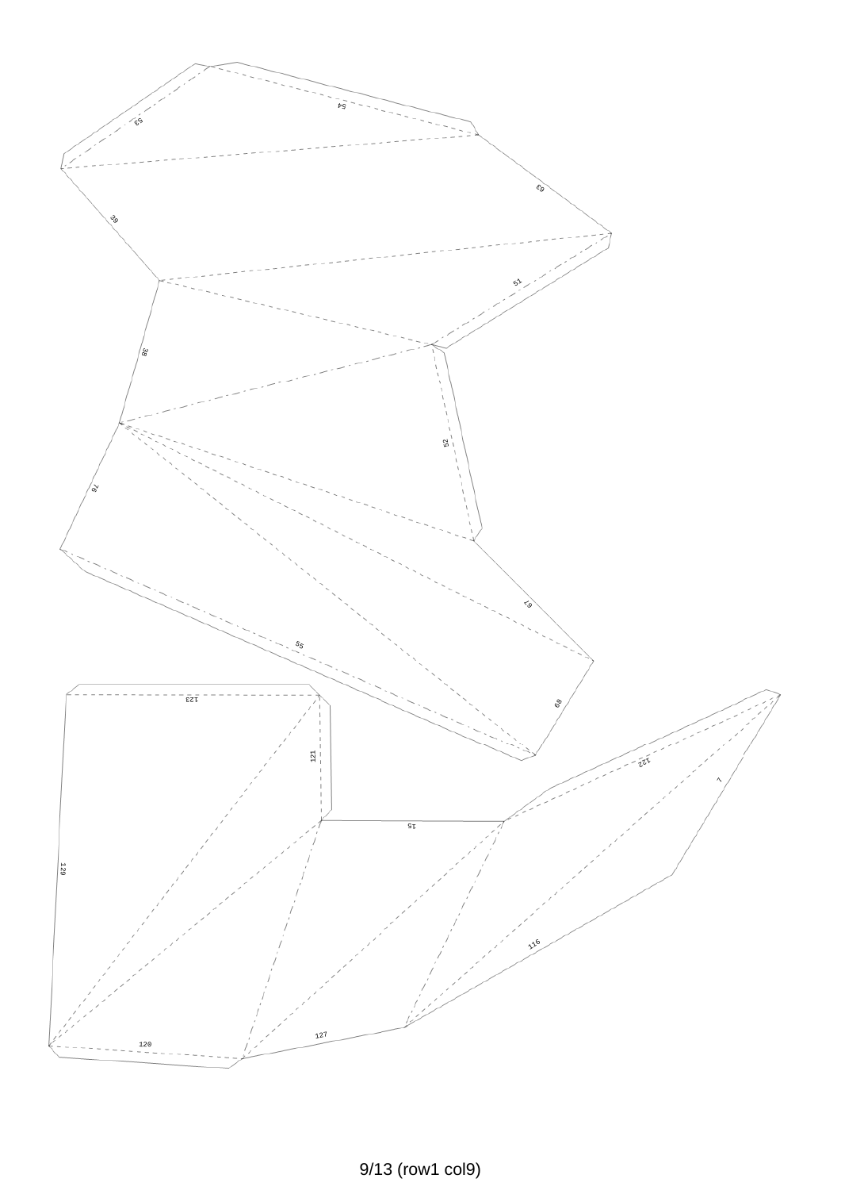53

54

63

39

51

38

52

76

67

55

68

123

121

129

15

122

7

116

120

127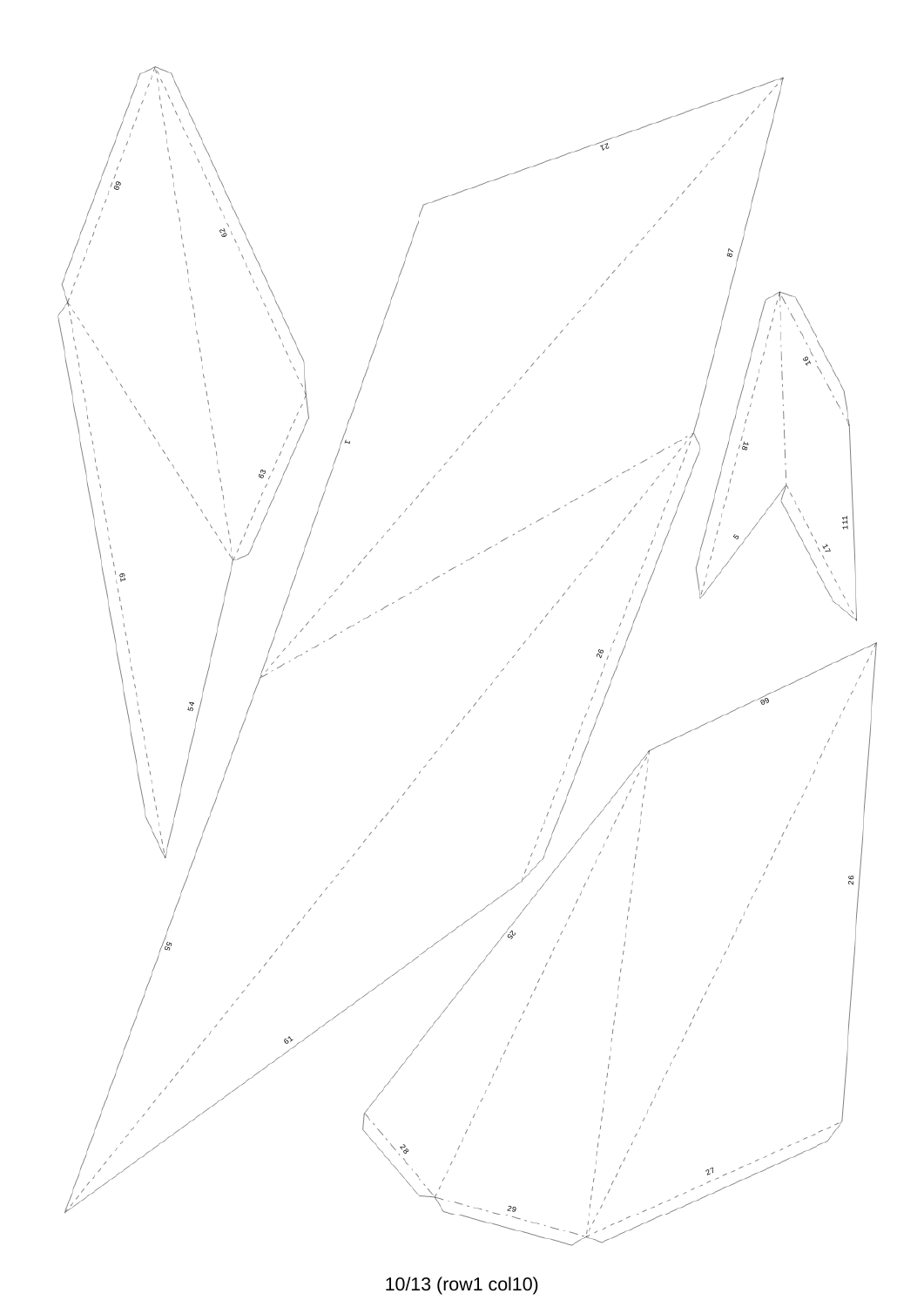60

62

63

61

54

21

87

1

26

55

61

16

18

5

111

17

60

26

25

28

29

27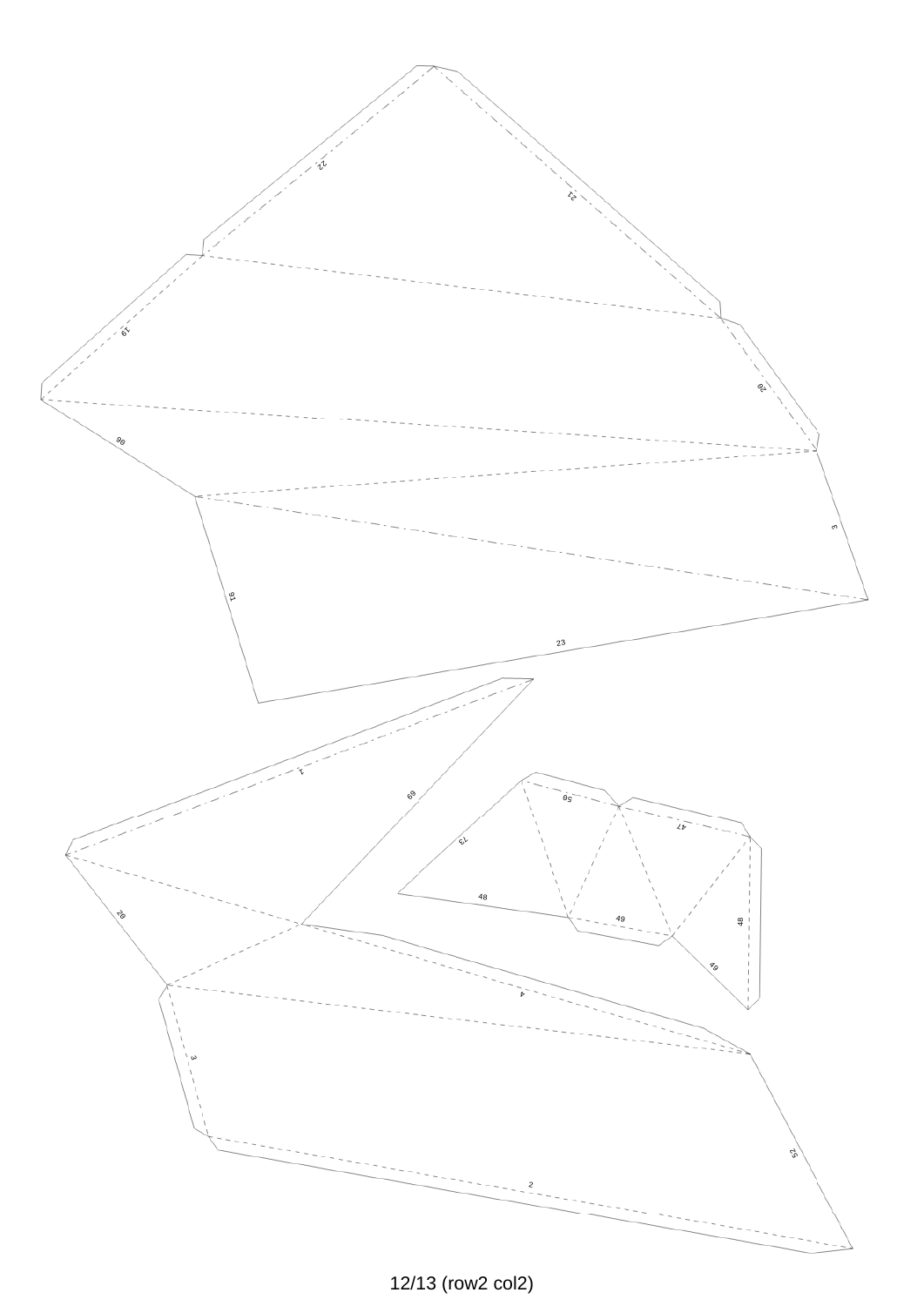22

21

19

20

90

3

91

23

1

69

56

73

47

48

49

48

20

49

4

3

52

2

12/13 (row2 col2)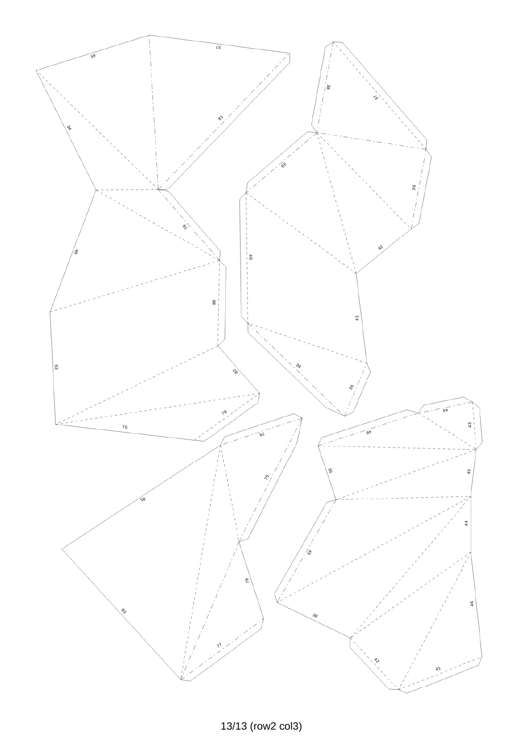45
37
34
81
78
40
80
53
82
79
75

38
37
39
36
42
40
41
34
35

76
81
75
79
83
77

44
43
46
35
43
44
45
36
46
42
41